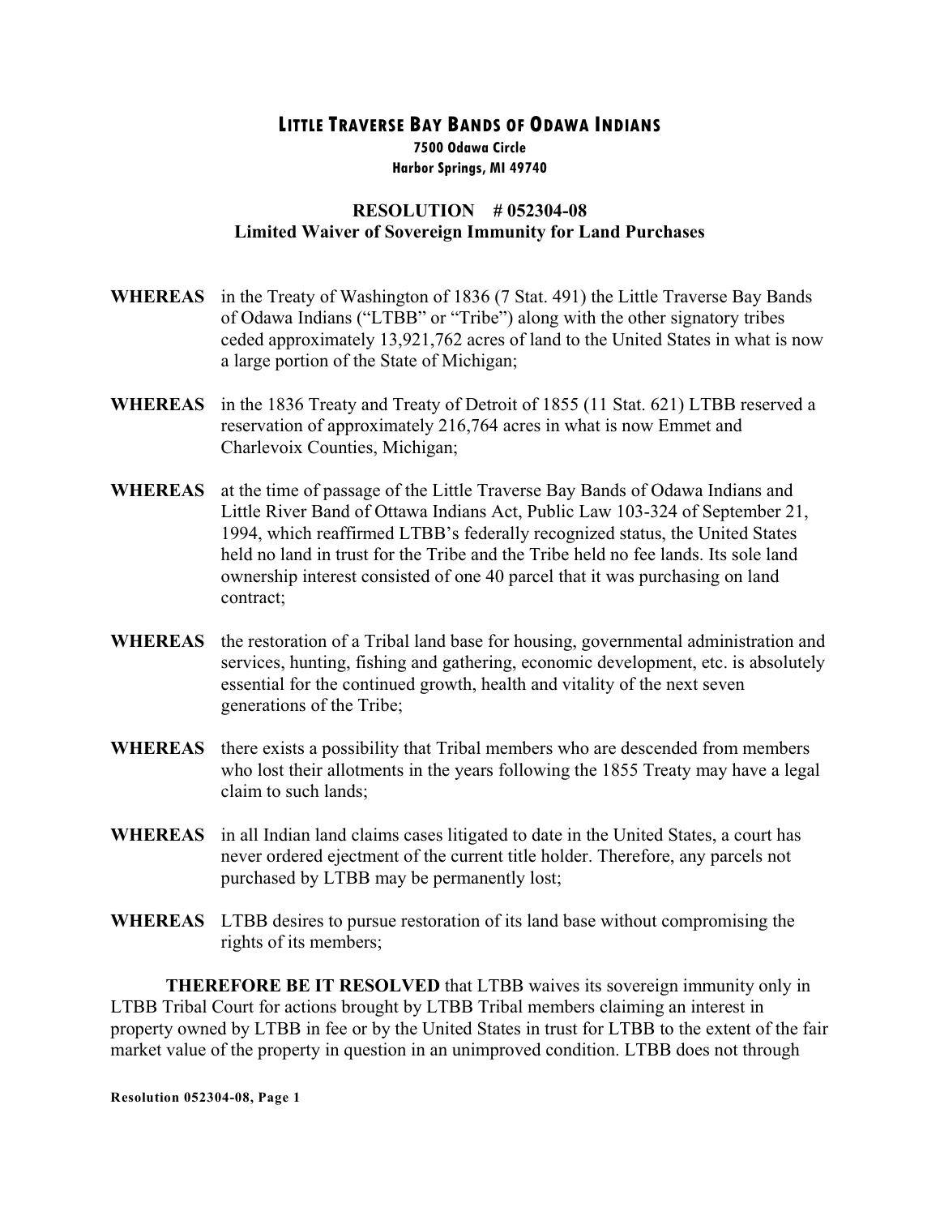# LITTLE TRAVERSE BAY BANDS OF ODAWA INDIANS

**7500 Odawa Circle**
**Harbor Springs, MI 49740**

## RESOLUTION # 052304-08
## Limited Waiver of Sovereign Immunity for Land Purchases

**WHEREAS** in the Treaty of Washington of 1836 (7 Stat. 491) the Little Traverse Bay Bands of Odawa Indians ("LTBB" or "Tribe") along with the other signatory tribes ceded approximately 13,921,762 acres of land to the United States in what is now a large portion of the State of Michigan;

**WHEREAS** in the 1836 Treaty and Treaty of Detroit of 1855 (11 Stat. 621) LTBB reserved a reservation of approximately 216,764 acres in what is now Emmet and Charlevoix Counties, Michigan;

**WHEREAS** at the time of passage of the Little Traverse Bay Bands of Odawa Indians and Little River Band of Ottawa Indians Act, Public Law 103-324 of September 21, 1994, which reaffirmed LTBB's federally recognized status, the United States held no land in trust for the Tribe and the Tribe held no fee lands. Its sole land ownership interest consisted of one 40 parcel that it was purchasing on land contract;

**WHEREAS** the restoration of a Tribal land base for housing, governmental administration and services, hunting, fishing and gathering, economic development, etc. is absolutely essential for the continued growth, health and vitality of the next seven generations of the Tribe;

**WHEREAS** there exists a possibility that Tribal members who are descended from members who lost their allotments in the years following the 1855 Treaty may have a legal claim to such lands;

**WHEREAS** in all Indian land claims cases litigated to date in the United States, a court has never ordered ejectment of the current title holder. Therefore, any parcels not purchased by LTBB may be permanently lost;

**WHEREAS** LTBB desires to pursue restoration of its land base without compromising the rights of its members;

**THEREFORE BE IT RESOLVED** that LTBB waives its sovereign immunity only in LTBB Tribal Court for actions brought by LTBB Tribal members claiming an interest in property owned by LTBB in fee or by the United States in trust for LTBB to the extent of the fair market value of the property in question in an unimproved condition. LTBB does not through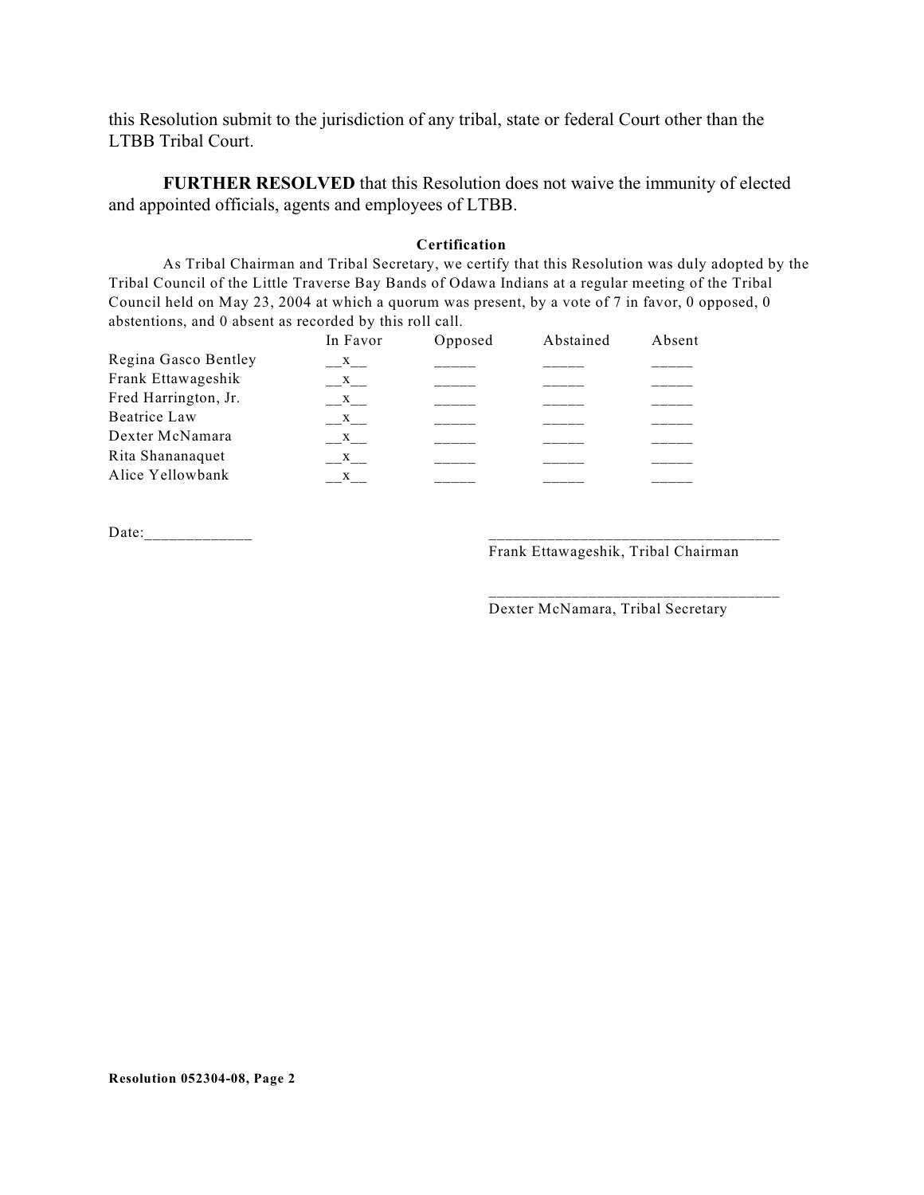this Resolution submit to the jurisdiction of any tribal, state or federal Court other than the LTBB Tribal Court.

**FURTHER RESOLVED** that this Resolution does not waive the immunity of elected and appointed officials, agents and employees of LTBB.

**Certification**

As Tribal Chairman and Tribal Secretary, we certify that this Resolution was duly adopted by the Tribal Council of the Little Traverse Bay Bands of Odawa Indians at a regular meeting of the Tribal Council held on May 23, 2004 at which a quorum was present, by a vote of 7 in favor, 0 opposed, 0 abstentions, and 0 absent as recorded by this roll call.

| | In Favor | Opposed | Abstained | Absent |
|---|---|---|---|---|
| Regina Gasco Bentley | x | | | |
| Frank Ettawageshik | x | | | |
| Fred Harrington, Jr. | x | | | |
| Beatrice Law | x | | | |
| Dexter McNamara | x | | | |
| Rita Shananaquet | x | | | |
| Alice Yellowbank | x | | | |

Date:_____________

___________________________________
Frank Ettawageshik, Tribal Chairman

___________________________________
Dexter McNamara, Tribal Secretary

**Resolution 052304-08, Page 2**